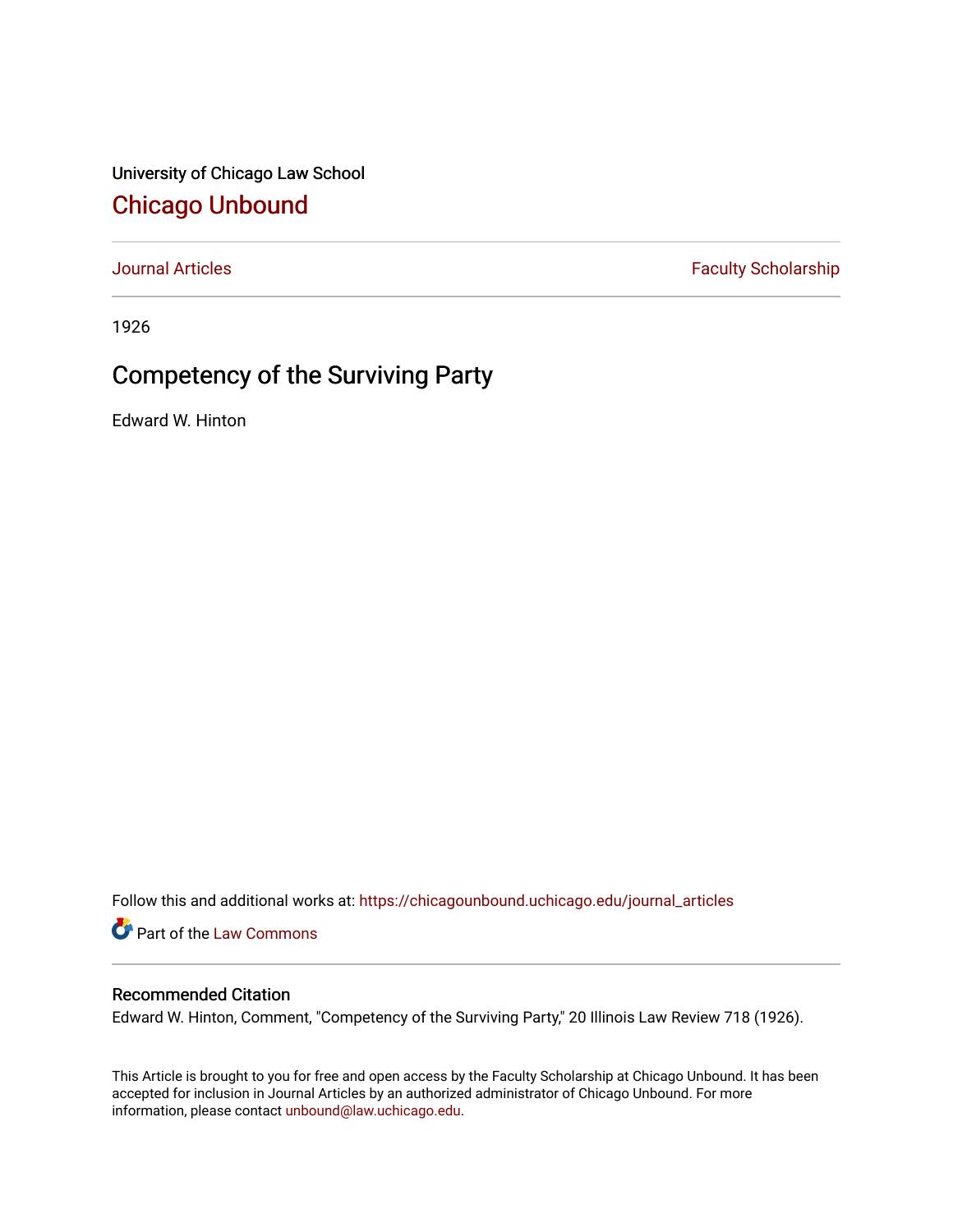University of Chicago Law School

# Chicago Unbound

Journal Articles | Faculty Scholarship

1926

## Competency of the Surviving Party

Edward W. Hinton

Follow this and additional works at: https://chicagounbound.uchicago.edu/journal_articles

Part of the Law Commons

### Recommended Citation

Edward W. Hinton, Comment, "Competency of the Surviving Party," 20 Illinois Law Review 718 (1926).

This Article is brought to you for free and open access by the Faculty Scholarship at Chicago Unbound. It has been accepted for inclusion in Journal Articles by an authorized administrator of Chicago Unbound. For more information, please contact unbound@law.uchicago.edu.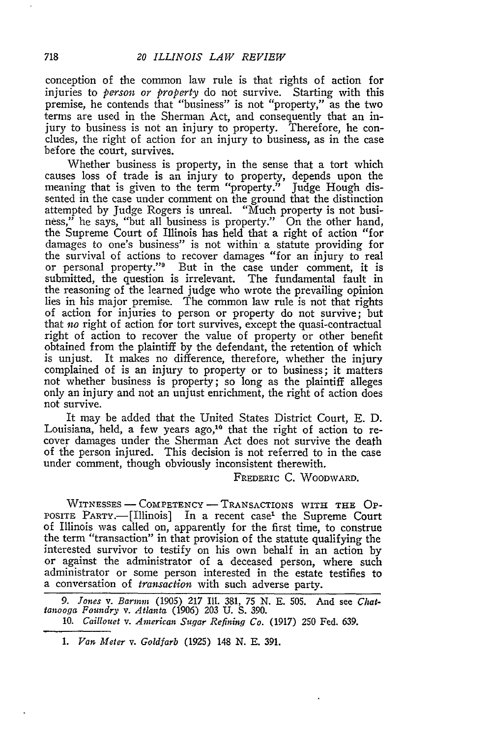conception of the common law rule is that rights of action for injuries to *person or property* do not survive. Starting with this premise, he contends that "business" is not "property," as the two terms are used in the Sherman Act, and consequently that an injury to business is not an injury to property. Therefore, he concludes, the right of action for an injury to business, as in the case before the court, survives.

Whether business is property, in the sense that a tort which causes loss of trade is an injury to property, depends upon the meaning that is given to the term "property." Judge Hough dissented in the case under comment on the ground that the distinction attempted by Judge Rogers is unreal. "Much property is not business," he says, "but all business is property." On the other hand, the Supreme Court of Illinois has held that a right of action "for damages to one's business" is not within a statute providing for the survival of actions to recover damages "for an injury to real or personal property."[9] But in the case under comment, it is submitted, the question is irrelevant. The fundamental fault in the reasoning of the learned judge who wrote the prevailing opinion lies in his major premise. The common law rule is not that rights of action for injuries to person or property do not survive; but that *no* right of action for tort survives, except the quasi-contractual right of action to recover the value of property or other benefit obtained from the plaintiff by the defendant, the retention of which is unjust. It makes no difference, therefore, whether the injury complained of is an injury to property or to business; it matters not whether business is property; so long as the plaintiff alleges only an injury and not an unjust enrichment, the right of action does not survive.

It may be added that the United States District Court, E. D. Louisiana, held, a few years ago,[10] that the right of action to recover damages under the Sherman Act does not survive the death of the person injured. This decision is not referred to in the case under comment, though obviously inconsistent therewith.

FREDERIC C. WOODWARD.

WITNESSES — COMPETENCY — TRANSACTIONS WITH THE OPPOSITE PARTY.—[Illinois] In a recent case[1] the Supreme Court of Illinois was called on, apparently for the first time, to construe the term "transaction" in that provision of the statute qualifying the interested survivor to testify on his own behalf in an action by or against the administrator of a deceased person, where such administrator or some person interested in the estate testifies to a conversation of *transaction* with such adverse party.

---

9. *Jones* v. *Barmm* (1905) 217 Ill. 381, 75 N. E. 505. And see *Chattanooga Foundry* v. *Atlanta* (1906) 203 U. S. 390.

10. *Caillouet* v. *American Sugar Refining Co.* (1917) 250 Fed. 639.

1. *Van Meter* v. *Goldfarb* (1925) 148 N. E. 391.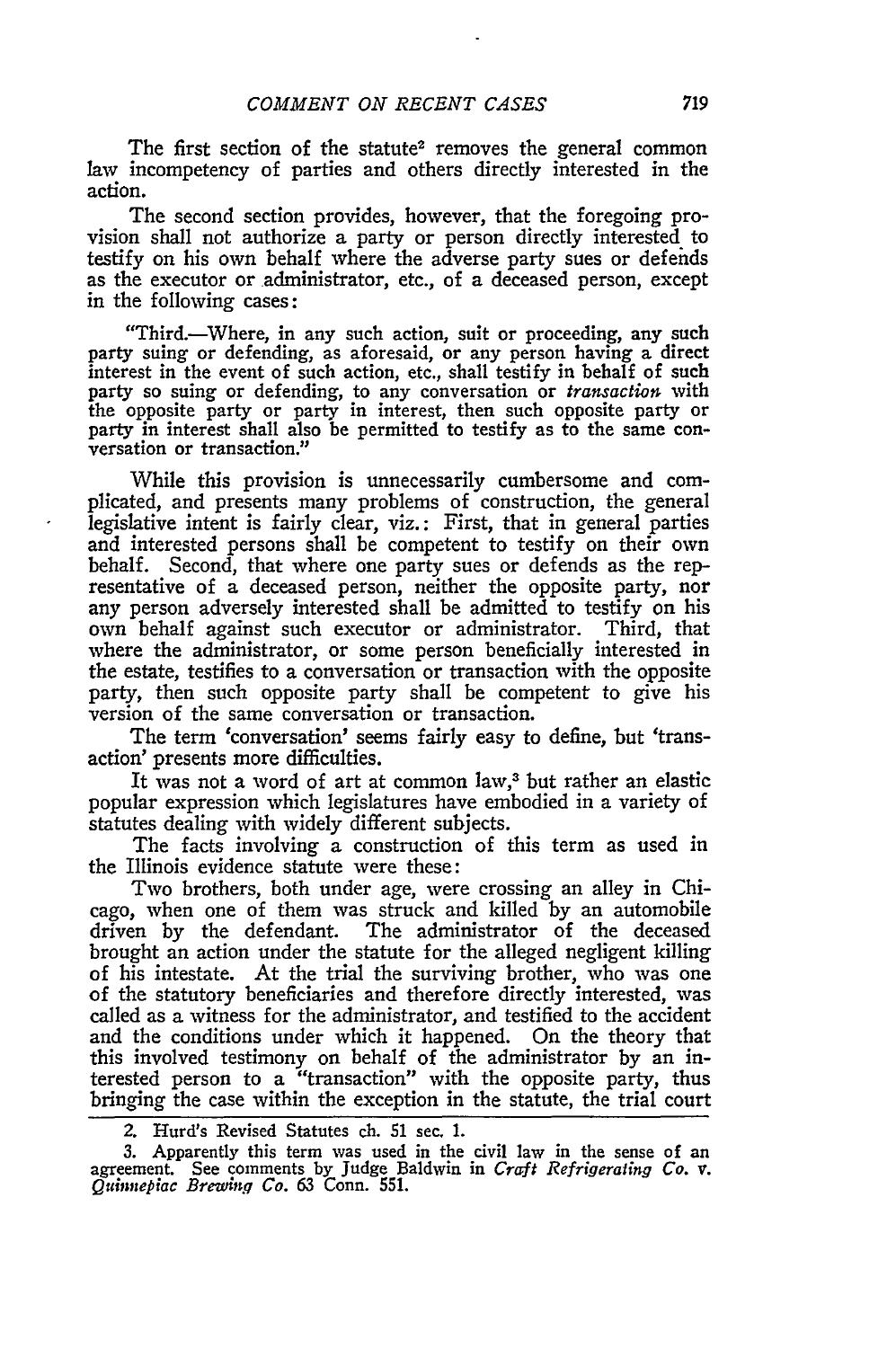The first section of the statute[2] removes the general common law incompetency of parties and others directly interested in the action.

The second section provides, however, that the foregoing provision shall not authorize a party or person directly interested to testify on his own behalf where the adverse party sues or defends as the executor or administrator, etc., of a deceased person, except in the following cases:

> "Third.—Where, in any such action, suit or proceeding, any such party suing or defending, as aforesaid, or any person having a direct interest in the event of such action, etc., shall testify in behalf of such party so suing or defending, to any conversation or *transaction* with the opposite party or party in interest, then such opposite party or party in interest shall also be permitted to testify as to the same conversation or transaction."

While this provision is unnecessarily cumbersome and complicated, and presents many problems of construction, the general legislative intent is fairly clear, viz.: First, that in general parties and interested persons shall be competent to testify on their own behalf. Second, that where one party sues or defends as the representative of a deceased person, neither the opposite party, nor any person adversely interested shall be admitted to testify on his own behalf against such executor or administrator. Third, that where the administrator, or some person beneficially interested in the estate, testifies to a conversation or transaction with the opposite party, then such opposite party shall be competent to give his version of the same conversation or transaction.

The term 'conversation' seems fairly easy to define, but 'transaction' presents more difficulties.

It was not a word of art at common law,[3] but rather an elastic popular expression which legislatures have embodied in a variety of statutes dealing with widely different subjects.

The facts involving a construction of this term as used in the Illinois evidence statute were these:

Two brothers, both under age, were crossing an alley in Chicago, when one of them was struck and killed by an automobile driven by the defendant. The administrator of the deceased brought an action under the statute for the alleged negligent killing of his intestate. At the trial the surviving brother, who was one of the statutory beneficiaries and therefore directly interested, was called as a witness for the administrator, and testified to the accident and the conditions under which it happened. On the theory that this involved testimony on behalf of the administrator by an interested person to a "transaction" with the opposite party, thus bringing the case within the exception in the statute, the trial court

---

2. Hurd's Revised Statutes ch. 51 sec. 1.

3. Apparently this term was used in the civil law in the sense of an agreement. See comments by Judge Baldwin in *Craft Refrigerating Co. v. Quinnepiac Brewing Co.* 63 Conn. 551.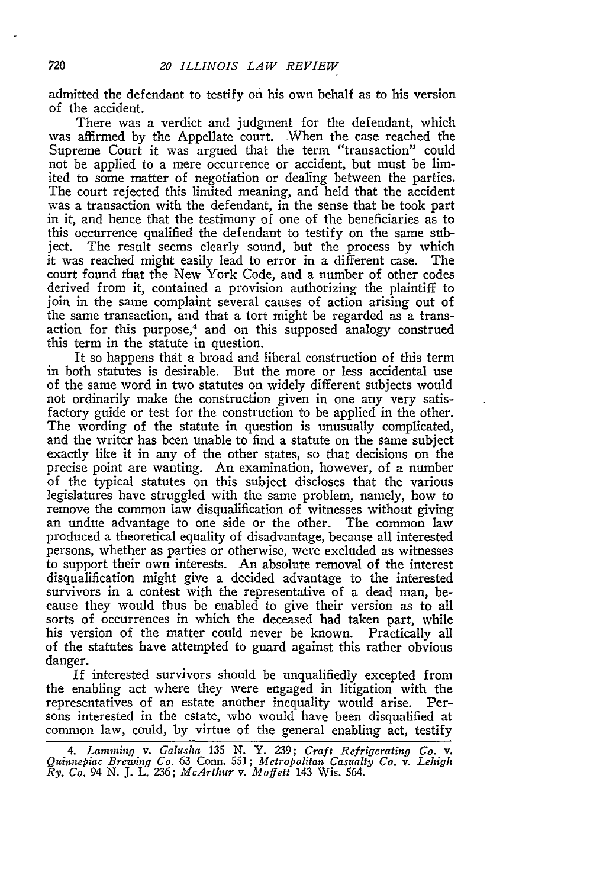admitted the defendant to testify on his own behalf as to his version of the accident.

There was a verdict and judgment for the defendant, which was affirmed by the Appellate court. When the case reached the Supreme Court it was argued that the term "transaction" could not be applied to a mere occurrence or accident, but must be limited to some matter of negotiation or dealing between the parties. The court rejected this limited meaning, and held that the accident was a transaction with the defendant, in the sense that he took part in it, and hence that the testimony of one of the beneficiaries as to this occurrence qualified the defendant to testify on the same subject. The result seems clearly sound, but the process by which it was reached might easily lead to error in a different case. The court found that the New York Code, and a number of other codes derived from it, contained a provision authorizing the plaintiff to join in the same complaint several causes of action arising out of the same transaction, and that a tort might be regarded as a transaction for this purpose,[4] and on this supposed analogy construed this term in the statute in question.

It so happens that a broad and liberal construction of this term in both statutes is desirable. But the more or less accidental use of the same word in two statutes on widely different subjects would not ordinarily make the construction given in one any very satisfactory guide or test for the construction to be applied in the other. The wording of the statute in question is unusually complicated, and the writer has been unable to find a statute on the same subject exactly like it in any of the other states, so that decisions on the precise point are wanting. An examination, however, of a number of the typical statutes on this subject discloses that the various legislatures have struggled with the same problem, namely, how to remove the common law disqualification of witnesses without giving an undue advantage to one side or the other. The common law produced a theoretical equality of disadvantage, because all interested persons, whether as parties or otherwise, were excluded as witnesses to support their own interests. An absolute removal of the interest disqualification might give a decided advantage to the interested survivors in a contest with the representative of a dead man, because they would thus be enabled to give their version as to all sorts of occurrences in which the deceased had taken part, while his version of the matter could never be known. Practically all of the statutes have attempted to guard against this rather obvious danger.

If interested survivors should be unqualifiedly excepted from the enabling act where they were engaged in litigation with the representatives of an estate another inequality would arise. Persons interested in the estate, who would have been disqualified at common law, could, by virtue of the general enabling act, testify

4. *Lamming* v. *Galusha* 135 N. Y. 239; *Craft Refrigerating Co.* v. *Quinnepiac Brewing Co.* 63 Conn. 551; *Metropolitan Casualty Co.* v. *Lehigh Ry. Co.* 94 N. J. L. 236; *McArthur* v. *Moffett* 143 Wis. 564.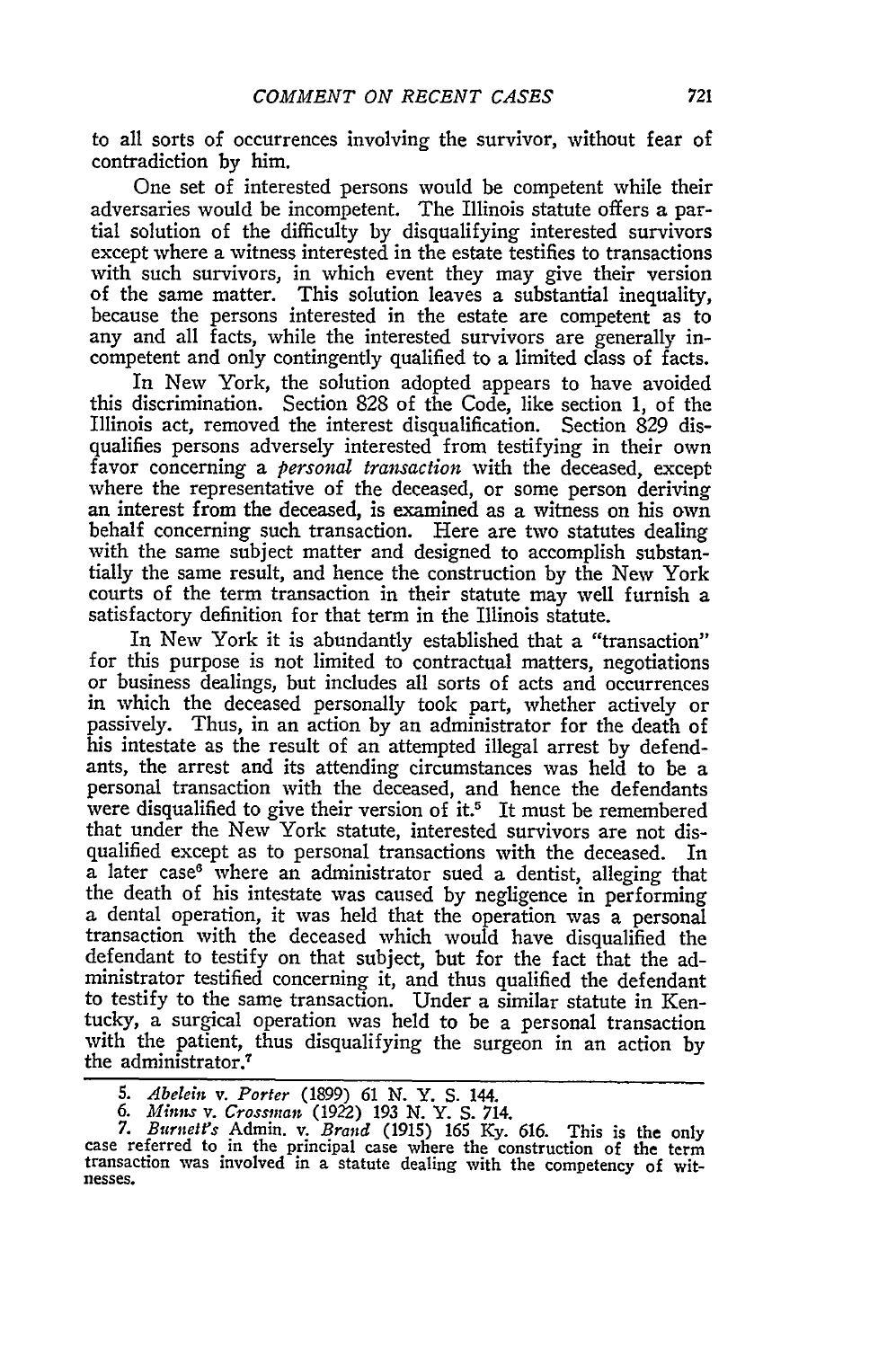to all sorts of occurrences involving the survivor, without fear of contradiction by him.

One set of interested persons would be competent while their adversaries would be incompetent. The Illinois statute offers a partial solution of the difficulty by disqualifying interested survivors except where a witness interested in the estate testifies to transactions with such survivors, in which event they may give their version of the same matter. This solution leaves a substantial inequality, because the persons interested in the estate are competent as to any and all facts, while the interested survivors are generally incompetent and only contingently qualified to a limited class of facts.

In New York, the solution adopted appears to have avoided this discrimination. Section 828 of the Code, like section 1, of the Illinois act, removed the interest disqualification. Section 829 disqualifies persons adversely interested from testifying in their own favor concerning a *personal transaction* with the deceased, except where the representative of the deceased, or some person deriving an interest from the deceased, is examined as a witness on his own behalf concerning such transaction. Here are two statutes dealing with the same subject matter and designed to accomplish substantially the same result, and hence the construction by the New York courts of the term transaction in their statute may well furnish a satisfactory definition for that term in the Illinois statute.

In New York it is abundantly established that a "transaction" for this purpose is not limited to contractual matters, negotiations or business dealings, but includes all sorts of acts and occurrences in which the deceased personally took part, whether actively or passively. Thus, in an action by an administrator for the death of his intestate as the result of an attempted illegal arrest by defendants, the arrest and its attending circumstances was held to be a personal transaction with the deceased, and hence the defendants were disqualified to give their version of it.[5] It must be remembered that under the New York statute, interested survivors are not disqualified except as to personal transactions with the deceased. In a later case[6] where an administrator sued a dentist, alleging that the death of his intestate was caused by negligence in performing a dental operation, it was held that the operation was a personal transaction with the deceased which would have disqualified the defendant to testify on that subject, but for the fact that the administrator testified concerning it, and thus qualified the defendant to testify to the same transaction. Under a similar statute in Kentucky, a surgical operation was held to be a personal transaction with the patient, thus disqualifying the surgeon in an action by the administrator.[7]

---

5. *Abelein v. Porter* (1899) 61 N. Y. S. 144.

6. *Minns v. Crossman* (1922) 193 N. Y. S. 714.

7. *Burnett's* Admin. v. *Brand* (1915) 165 Ky. 616. This is the only case referred to in the principal case where the construction of the term transaction was involved in a statute dealing with the competency of witnesses.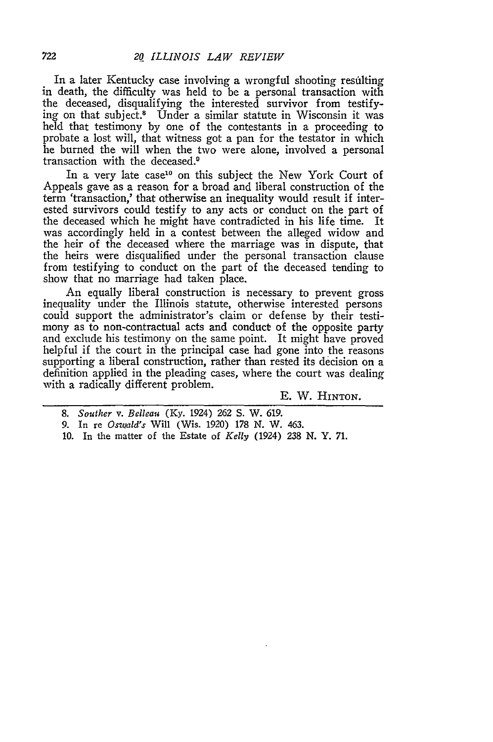In a later Kentucky case involving a wrongful shooting resulting in death, the difficulty was held to be a personal transaction with the deceased, disqualifying the interested survivor from testifying on that subject.[8] Under a similar statute in Wisconsin it was held that testimony by one of the contestants in a proceeding to probate a lost will, that witness got a pan for the testator in which he burned the will when the two were alone, involved a personal transaction with the deceased.[9]

In a very late case[10] on this subject the New York Court of Appeals gave as a reason for a broad and liberal construction of the term 'transaction,' that otherwise an inequality would result if interested survivors could testify to any acts or conduct on the part of the deceased which he might have contradicted in his life time. It was accordingly held in a contest between the alleged widow and the heir of the deceased where the marriage was in dispute, that the heirs were disqualified under the personal transaction clause from testifying to conduct on the part of the deceased tending to show that no marriage had taken place.

An equally liberal construction is necessary to prevent gross inequality under the Illinois statute, otherwise interested persons could support the administrator's claim or defense by their testimony as to non-contractual acts and conduct of the opposite party and exclude his testimony on the same point. It might have proved helpful if the court in the principal case had gone into the reasons supporting a liberal construction, rather than rested its decision on a definition applied in the pleading cases, where the court was dealing with a radically different problem.

E. W. HINTON.

---

8. *Souther* v. *Belleau* (Ky. 1924) 262 S. W. 619.
9. In re *Oswald's* Will (Wis. 1920) 178 N. W. 463.
10. In the matter of the Estate of *Kelly* (1924) 238 N. Y. 71.